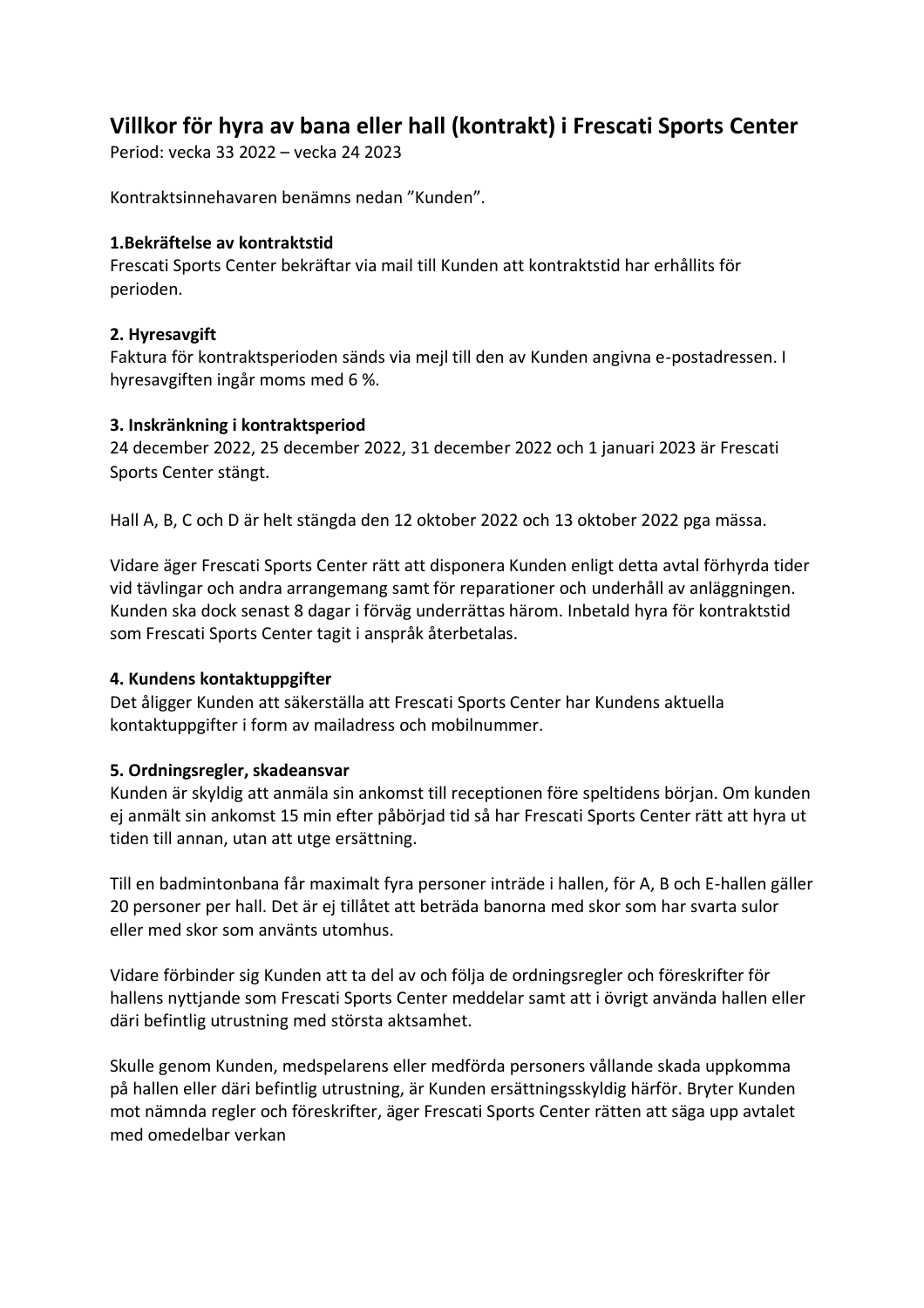# Villkor för hyra av bana eller hall (kontrakt) i Frescati Sports Center

Period: vecka 33 2022 – vecka 24 2023

Kontraktsinnehavaren benämns nedan ”Kunden”.

### 1.Bekräftelse av kontraktstid

Frescati Sports Center bekräftar via mail till Kunden att kontraktstid har erhållits för perioden.

### 2. Hyresavgift

Faktura för kontraktsperioden sänds via mejl till den av Kunden angivna e-postadressen. I hyresavgiften ingår moms med 6 %.

### 3. Inskränkning i kontraktsperiod

24 december 2022, 25 december 2022, 31 december 2022 och 1 januari 2023 är Frescati Sports Center stängt.

Hall A, B, C och D är helt stängda den 12 oktober 2022 och 13 oktober 2022 pga mässa.

Vidare äger Frescati Sports Center rätt att disponera Kunden enligt detta avtal förhyrda tider vid tävlingar och andra arrangemang samt för reparationer och underhåll av anläggningen. Kunden ska dock senast 8 dagar i förväg underrättas härom. Inbetald hyra för kontraktstid som Frescati Sports Center tagit i anspråk återbetalas.

### 4. Kundens kontaktuppgifter

Det åligger Kunden att säkerställa att Frescati Sports Center har Kundens aktuella kontaktuppgifter i form av mailadress och mobilnummer.

### 5. Ordningsregler, skadeansvar

Kunden är skyldig att anmäla sin ankomst till receptionen före speltidens början. Om kunden ej anmält sin ankomst 15 min efter påbörjad tid så har Frescati Sports Center rätt att hyra ut tiden till annan, utan att utge ersättning.

Till en badmintonbana får maximalt fyra personer inträde i hallen, för A, B och E-hallen gäller 20 personer per hall. Det är ej tillåtet att beträda banorna med skor som har svarta sulor eller med skor som använts utomhus.

Vidare förbinder sig Kunden att ta del av och följa de ordningsregler och föreskrifter för hallens nyttjande som Frescati Sports Center meddelar samt att i övrigt använda hallen eller däri befintlig utrustning med största aktsamhet.

Skulle genom Kunden, medspelarens eller medförda personers vållande skada uppkomma på hallen eller däri befintlig utrustning, är Kunden ersättningsskyldig härför. Bryter Kunden mot nämnda regler och föreskrifter, äger Frescati Sports Center rätten att säga upp avtalet med omedelbar verkan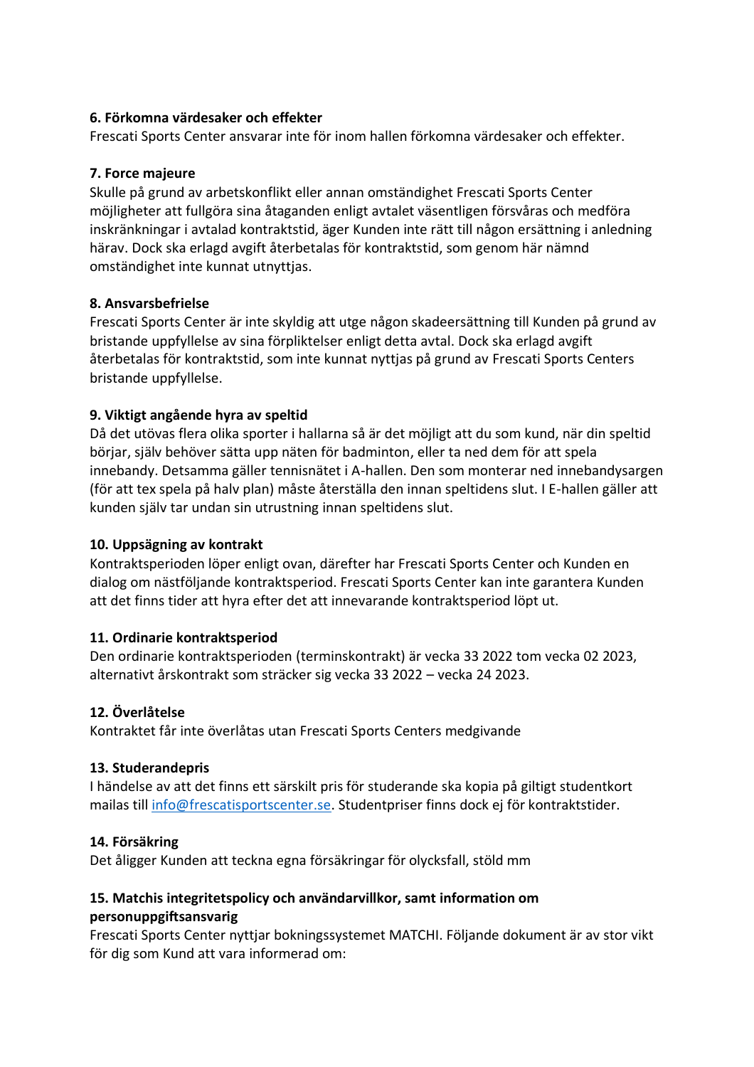**6. Förkomna värdesaker och effekter**
Frescati Sports Center ansvarar inte för inom hallen förkomna värdesaker och effekter.

**7. Force majeure**
Skulle på grund av arbetskonflikt eller annan omständighet Frescati Sports Center möjligheter att fullgöra sina åtaganden enligt avtalet väsentligen försvåras och medföra inskränkningar i avtalad kontraktstid, äger Kunden inte rätt till någon ersättning i anledning härav. Dock ska erlagd avgift återbetalas för kontraktstid, som genom här nämnd omständighet inte kunnat utnyttjas.

**8. Ansvarsbefrielse**
Frescati Sports Center är inte skyldig att utge någon skadeersättning till Kunden på grund av bristande uppfyllelse av sina förpliktelser enligt detta avtal. Dock ska erlagd avgift återbetalas för kontraktstid, som inte kunnat nyttjas på grund av Frescati Sports Centers bristande uppfyllelse.

**9. Viktigt angående hyra av speltid**
Då det utövas flera olika sporter i hallarna så är det möjligt att du som kund, när din speltid börjar, själv behöver sätta upp näten för badminton, eller ta ned dem för att spela innebandy. Detsamma gäller tennisnätet i A-hallen. Den som monterar ned innebandysargen (för att tex spela på halv plan) måste återställa den innan speltidens slut. I E-hallen gäller att kunden själv tar undan sin utrustning innan speltidens slut.

**10. Uppsägning av kontrakt**
Kontraktsperioden löper enligt ovan, därefter har Frescati Sports Center och Kunden en dialog om nästföljande kontraktsperiod. Frescati Sports Center kan inte garantera Kunden att det finns tider att hyra efter det att innevarande kontraktsperiod löpt ut.

**11. Ordinarie kontraktsperiod**
Den ordinarie kontraktsperioden (terminskontrakt) är vecka 33 2022 tom vecka 02 2023, alternativt årskontrakt som sträcker sig vecka 33 2022 – vecka 24 2023.

**12. Överlåtelse**
Kontraktet får inte överlåtas utan Frescati Sports Centers medgivande

**13. Studerandepris**
I händelse av att det finns ett särskilt pris för studerande ska kopia på giltigt studentkort mailas till info@frescatisportscenter.se. Studentpriser finns dock ej för kontraktstider.

**14. Försäkring**
Det åligger Kunden att teckna egna försäkringar för olycksfall, stöld mm

**15. Matchis integritetspolicy och användarvillkor, samt information om personuppgiftsansvarig**
Frescati Sports Center nyttjar bokningssystemet MATCHI. Följande dokument är av stor vikt för dig som Kund att vara informerad om: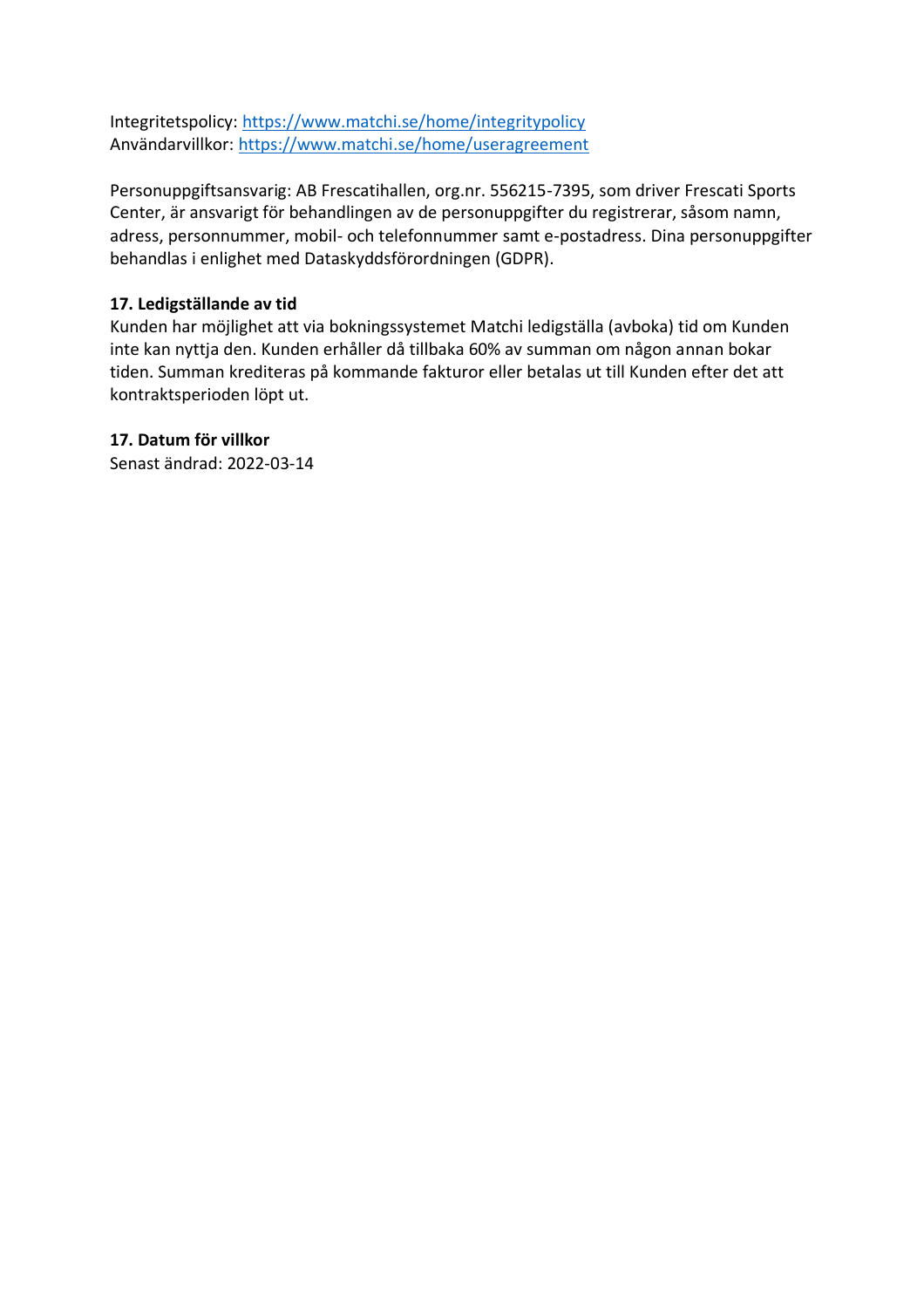Integritetspolicy: [https://www.matchi.se/home/integritypolicy](https://www.matchi.se/home/integritypolicy)
Användarvillkor: [https://www.matchi.se/home/useragreement](https://www.matchi.se/home/useragreement)

Personuppgiftsansvarig: AB Frescatihallen, org.nr. 556215-7395, som driver Frescati Sports Center, är ansvarigt för behandlingen av de personuppgifter du registrerar, såsom namn, adress, personnummer, mobil- och telefonnummer samt e-postadress. Dina personuppgifter behandlas i enlighet med Dataskyddsförordningen (GDPR).

**17. Ledigställande av tid**
Kunden har möjlighet att via bokningssystemet Matchi ledigställa (avboka) tid om Kunden inte kan nyttja den. Kunden erhåller då tillbaka 60% av summan om någon annan bokar tiden. Summan krediteras på kommande fakturor eller betalas ut till Kunden efter det att kontraktsperioden löpt ut.

**17. Datum för villkor**
Senast ändrad: 2022-03-14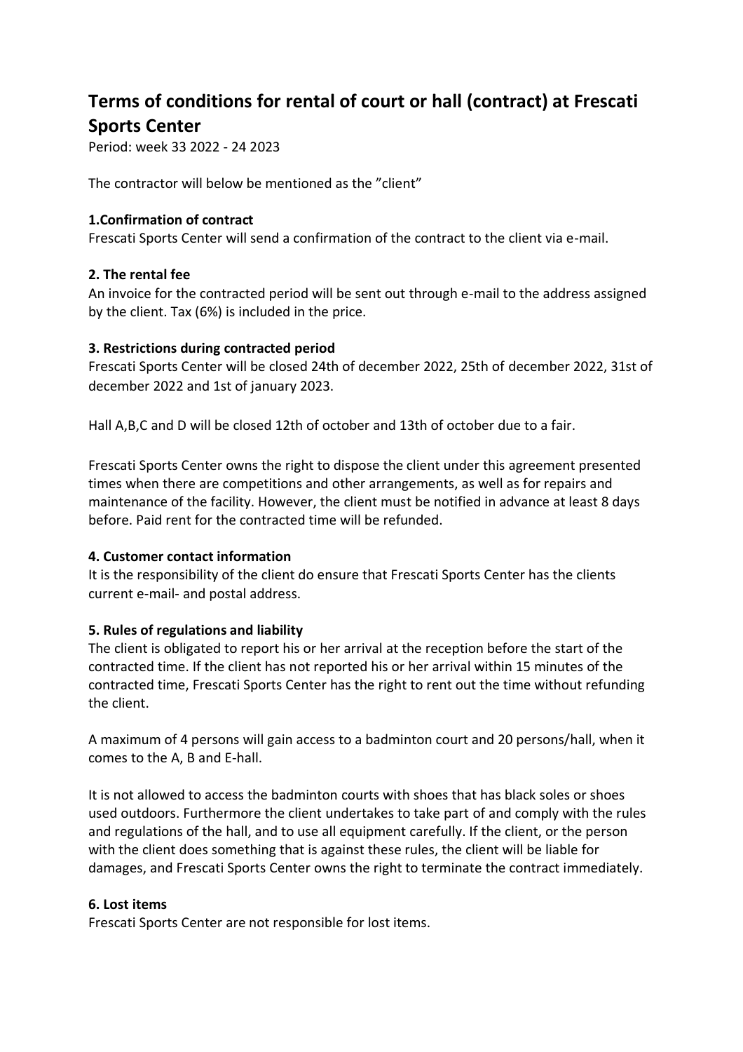# Terms of conditions for rental of court or hall (contract) at Frescati Sports Center

Period: week 33 2022 - 24 2023

The contractor will below be mentioned as the ”client”

### 1.Confirmation of contract

Frescati Sports Center will send a confirmation of the contract to the client via e-mail.

### 2. The rental fee

An invoice for the contracted period will be sent out through e-mail to the address assigned by the client. Tax (6%) is included in the price.

### 3. Restrictions during contracted period

Frescati Sports Center will be closed 24th of december 2022, 25th of december 2022, 31st of december 2022 and 1st of january 2023.

Hall A,B,C and D will be closed 12th of october and 13th of october due to a fair.

Frescati Sports Center owns the right to dispose the client under this agreement presented times when there are competitions and other arrangements, as well as for repairs and maintenance of the facility. However, the client must be notified in advance at least 8 days before. Paid rent for the contracted time will be refunded.

### 4. Customer contact information

It is the responsibility of the client do ensure that Frescati Sports Center has the clients current e-mail- and postal address.

### 5. Rules of regulations and liability

The client is obligated to report his or her arrival at the reception before the start of the contracted time. If the client has not reported his or her arrival within 15 minutes of the contracted time, Frescati Sports Center has the right to rent out the time without refunding the client.

A maximum of 4 persons will gain access to a badminton court and 20 persons/hall, when it comes to the A, B and E-hall.

It is not allowed to access the badminton courts with shoes that has black soles or shoes used outdoors. Furthermore the client undertakes to take part of and comply with the rules and regulations of the hall, and to use all equipment carefully. If the client, or the person with the client does something that is against these rules, the client will be liable for damages, and Frescati Sports Center owns the right to terminate the contract immediately.

### 6. Lost items

Frescati Sports Center are not responsible for lost items.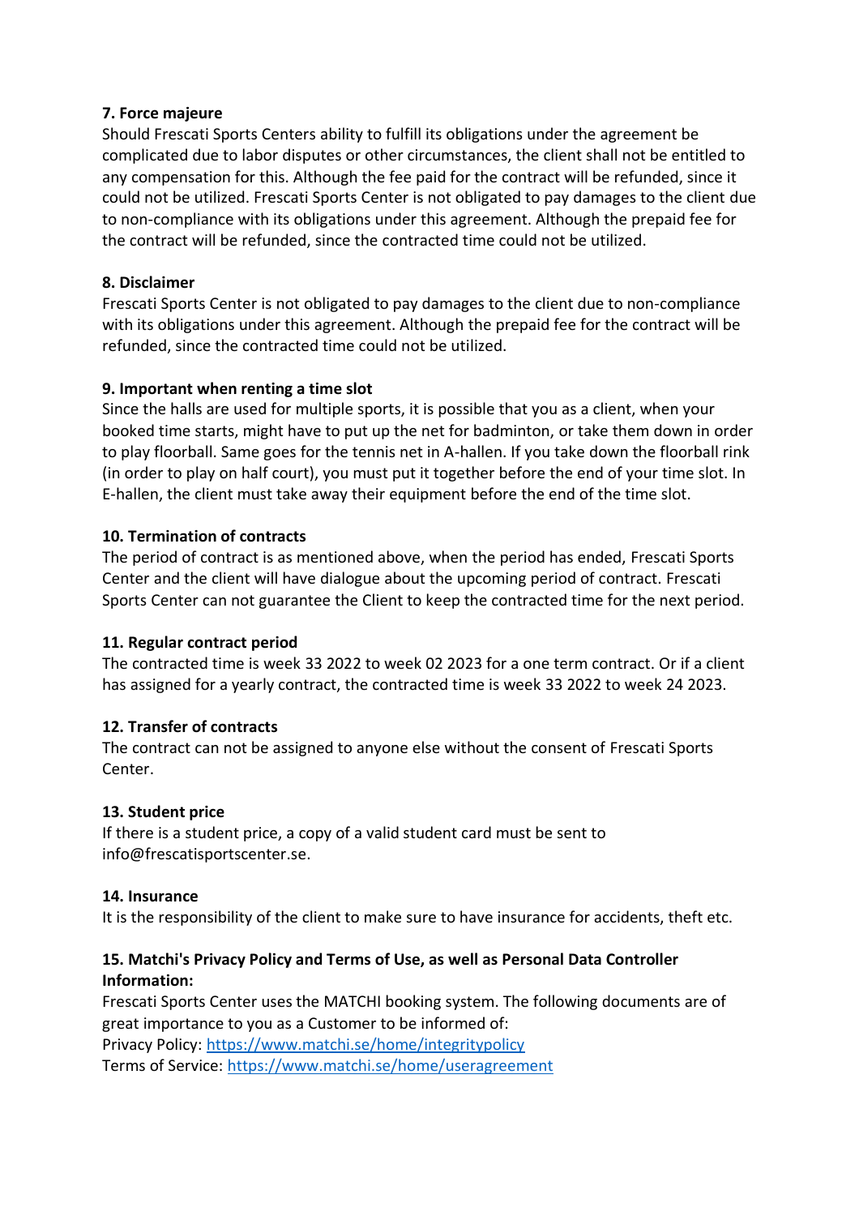**7. Force majeure**

Should Frescati Sports Centers ability to fulfill its obligations under the agreement be complicated due to labor disputes or other circumstances, the client shall not be entitled to any compensation for this. Although the fee paid for the contract will be refunded, since it could not be utilized. Frescati Sports Center is not obligated to pay damages to the client due to non-compliance with its obligations under this agreement. Although the prepaid fee for the contract will be refunded, since the contracted time could not be utilized.

**8. Disclaimer**

Frescati Sports Center is not obligated to pay damages to the client due to non-compliance with its obligations under this agreement. Although the prepaid fee for the contract will be refunded, since the contracted time could not be utilized.

**9. Important when renting a time slot**

Since the halls are used for multiple sports, it is possible that you as a client, when your booked time starts, might have to put up the net for badminton, or take them down in order to play floorball. Same goes for the tennis net in A-hallen. If you take down the floorball rink (in order to play on half court), you must put it together before the end of your time slot. In E-hallen, the client must take away their equipment before the end of the time slot.

**10. Termination of contracts**

The period of contract is as mentioned above, when the period has ended, Frescati Sports Center and the client will have dialogue about the upcoming period of contract. Frescati Sports Center can not guarantee the Client to keep the contracted time for the next period.

**11. Regular contract period**

The contracted time is week 33 2022 to week 02 2023 for a one term contract. Or if a client has assigned for a yearly contract, the contracted time is week 33 2022 to week 24 2023.

**12. Transfer of contracts**

The contract can not be assigned to anyone else without the consent of Frescati Sports Center.

**13. Student price**

If there is a student price, a copy of a valid student card must be sent to info@frescatisportscenter.se.

**14. Insurance**

It is the responsibility of the client to make sure to have insurance for accidents, theft etc.

**15. Matchi's Privacy Policy and Terms of Use, as well as Personal Data Controller Information:**

Frescati Sports Center uses the MATCHI booking system. The following documents are of great importance to you as a Customer to be informed of:
Privacy Policy: [https://www.matchi.se/home/integritypolicy](https://www.matchi.se/home/integritypolicy)
Terms of Service: [https://www.matchi.se/home/useragreement](https://www.matchi.se/home/useragreement)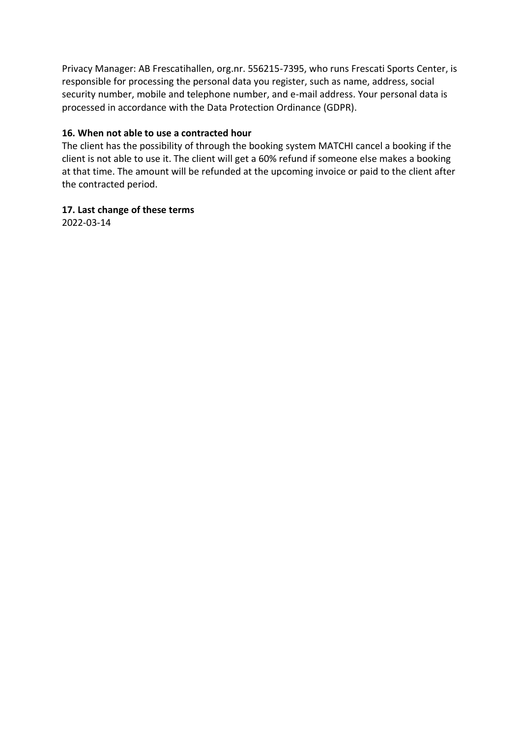Privacy Manager: AB Frescatihallen, org.nr. 556215-7395, who runs Frescati Sports Center, is responsible for processing the personal data you register, such as name, address, social security number, mobile and telephone number, and e-mail address. Your personal data is processed in accordance with the Data Protection Ordinance (GDPR).

**16. When not able to use a contracted hour**

The client has the possibility of through the booking system MATCHI cancel a booking if the client is not able to use it. The client will get a 60% refund if someone else makes a booking at that time. The amount will be refunded at the upcoming invoice or paid to the client after the contracted period.

**17. Last change of these terms**

2022-03-14